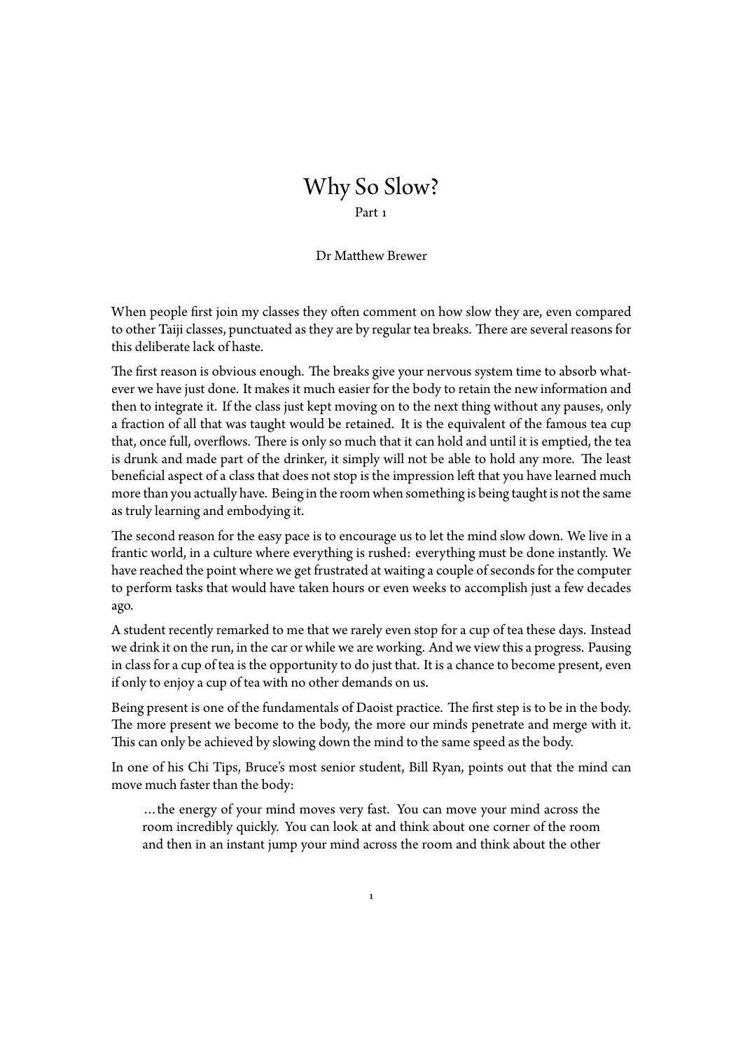# Why So Slow?

Part 1

Dr Matthew Brewer

When people first join my classes they often comment on how slow they are, even compared to other Taiji classes, punctuated as they are by regular tea breaks. There are several reasons for this deliberate lack of haste.

The first reason is obvious enough. The breaks give your nervous system time to absorb whatever we have just done. It makes it much easier for the body to retain the new information and then to integrate it. If the class just kept moving on to the next thing without any pauses, only a fraction of all that was taught would be retained. It is the equivalent of the famous tea cup that, once full, overflows. There is only so much that it can hold and until it is emptied, the tea is drunk and made part of the drinker, it simply will not be able to hold any more. The least beneficial aspect of a class that does not stop is the impression left that you have learned much more than you actually have. Being in the room when something is being taught is not the same as truly learning and embodying it.

The second reason for the easy pace is to encourage us to let the mind slow down. We live in a frantic world, in a culture where everything is rushed: everything must be done instantly. We have reached the point where we get frustrated at waiting a couple of seconds for the computer to perform tasks that would have taken hours or even weeks to accomplish just a few decades ago.

A student recently remarked to me that we rarely even stop for a cup of tea these days. Instead we drink it on the run, in the car or while we are working. And we view this a progress. Pausing in class for a cup of tea is the opportunity to do just that. It is a chance to become present, even if only to enjoy a cup of tea with no other demands on us.

Being present is one of the fundamentals of Daoist practice. The first step is to be in the body. The more present we become to the body, the more our minds penetrate and merge with it. This can only be achieved by slowing down the mind to the same speed as the body.

In one of his Chi Tips, Bruce's most senior student, Bill Ryan, points out that the mind can move much faster than the body:

> ...the energy of your mind moves very fast. You can move your mind across the room incredibly quickly. You can look at and think about one corner of the room and then in an instant jump your mind across the room and think about the other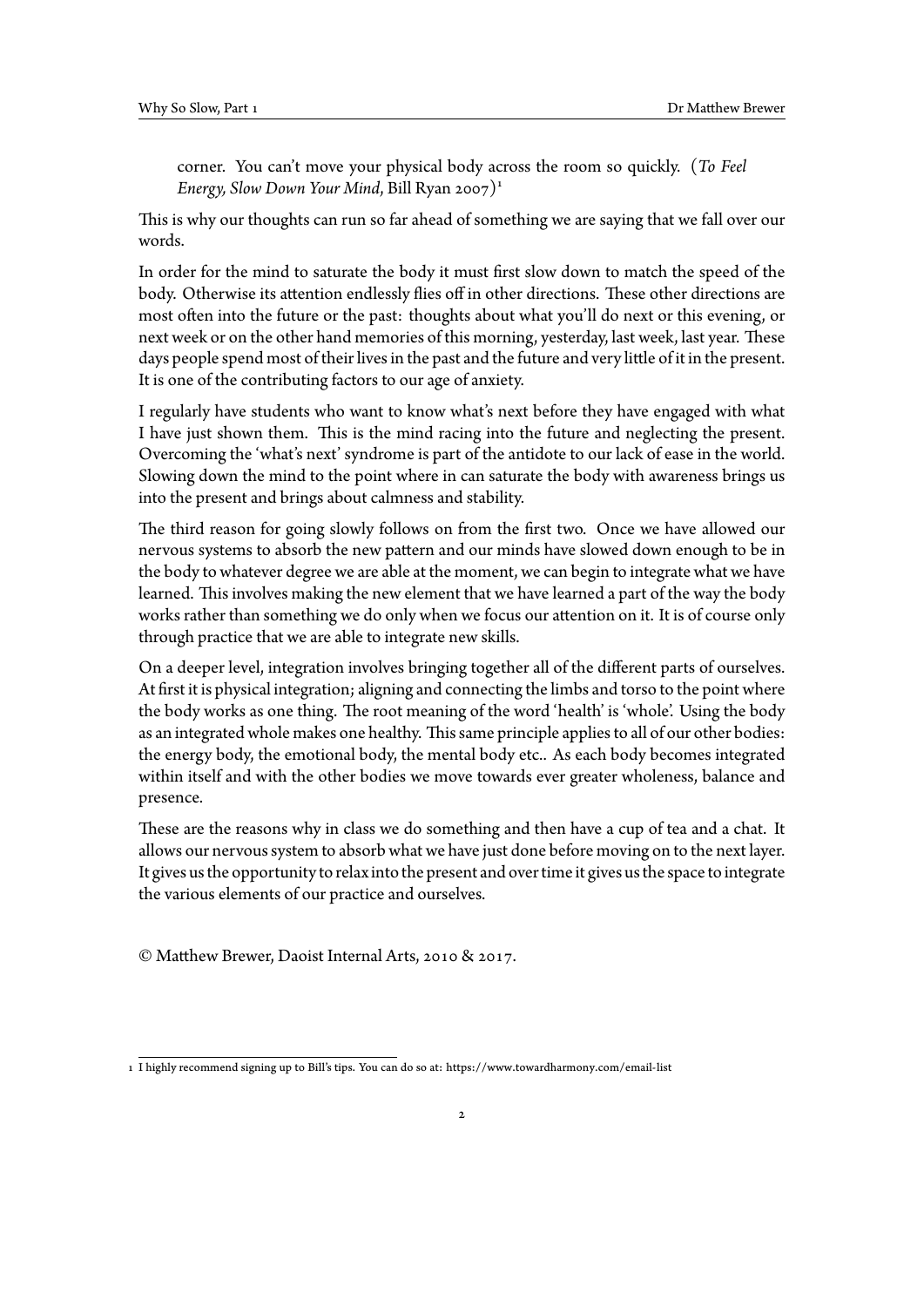> corner. You can't move your physical body across the room so quickly. (*To Feel Energy, Slow Down Your Mind*, Bill Ryan 2007)[1]

This is why our thoughts can run so far ahead of something we are saying that we fall over our words.

In order for the mind to saturate the body it must first slow down to match the speed of the body. Otherwise its attention endlessly flies off in other directions. These other directions are most often into the future or the past: thoughts about what you'll do next or this evening, or next week or on the other hand memories of this morning, yesterday, last week, last year. These days people spend most of their lives in the past and the future and very little of it in the present. It is one of the contributing factors to our age of anxiety.

I regularly have students who want to know what's next before they have engaged with what I have just shown them. This is the mind racing into the future and neglecting the present. Overcoming the 'what's next' syndrome is part of the antidote to our lack of ease in the world. Slowing down the mind to the point where in can saturate the body with awareness brings us into the present and brings about calmness and stability.

The third reason for going slowly follows on from the first two. Once we have allowed our nervous systems to absorb the new pattern and our minds have slowed down enough to be in the body to whatever degree we are able at the moment, we can begin to integrate what we have learned. This involves making the new element that we have learned a part of the way the body works rather than something we do only when we focus our attention on it. It is of course only through practice that we are able to integrate new skills.

On a deeper level, integration involves bringing together all of the different parts of ourselves. At first it is physical integration; aligning and connecting the limbs and torso to the point where the body works as one thing. The root meaning of the word 'health' is 'whole'. Using the body as an integrated whole makes one healthy. This same principle applies to all of our other bodies: the energy body, the emotional body, the mental body etc.. As each body becomes integrated within itself and with the other bodies we move towards ever greater wholeness, balance and presence.

These are the reasons why in class we do something and then have a cup of tea and a chat. It allows our nervous system to absorb what we have just done before moving on to the next layer. It gives us the opportunity to relax into the present and over time it gives us the space to integrate the various elements of our practice and ourselves.

© Matthew Brewer, Daoist Internal Arts, 2010 & 2017.

---

[1] I highly recommend signing up to Bill's tips. You can do so at: https://www.towardharmony.com/email-list